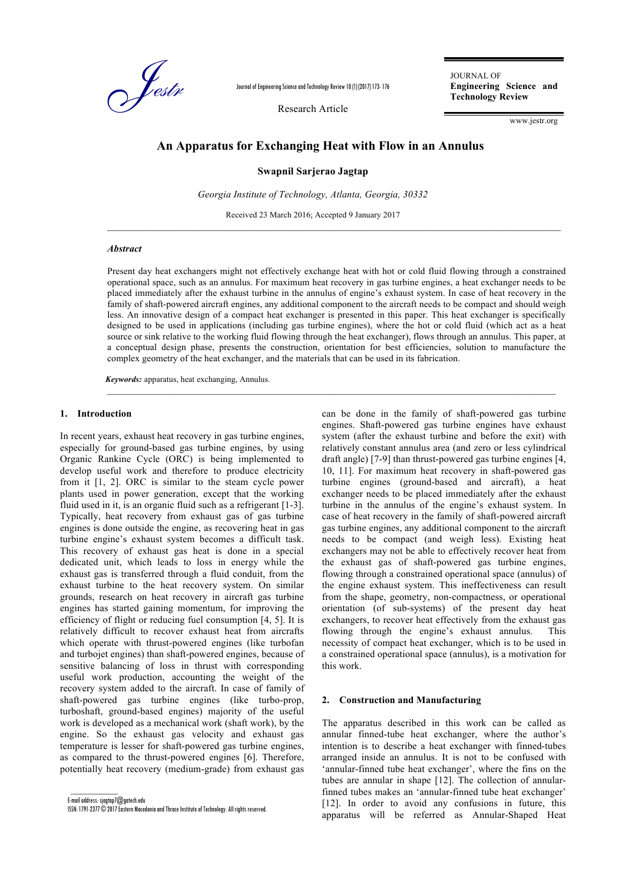# An Apparatus for Exchanging Heat with Flow in an Annulus

**Swapnil Sarjerao Jagtap**

*Georgia Institute of Technology, Atlanta, Georgia, 30332*

Received 23 March 2016; Accepted 9 January 2017

---

### *Abstract*

Present day heat exchangers might not effectively exchange heat with hot or cold fluid flowing through a constrained operational space, such as an annulus. For maximum heat recovery in gas turbine engines, a heat exchanger needs to be placed immediately after the exhaust turbine in the annulus of engine's exhaust system. In case of heat recovery in the family of shaft-powered aircraft engines, any additional component to the aircraft needs to be compact and should weigh less. An innovative design of a compact heat exchanger is presented in this paper. This heat exchanger is specifically designed to be used in applications (including gas turbine engines), where the hot or cold fluid (which act as a heat source or sink relative to the working fluid flowing through the heat exchanger), flows through an annulus. This paper, at a conceptual design phase, presents the construction, orientation for best efficiencies, solution to manufacture the complex geometry of the heat exchanger, and the materials that can be used in its fabrication.

***Keywords:*** apparatus, heat exchanging, Annulus.

---

## 1. Introduction

In recent years, exhaust heat recovery in gas turbine engines, especially for ground-based gas turbine engines, by using Organic Rankine Cycle (ORC) is being implemented to develop useful work and therefore to produce electricity from it [1, 2]. ORC is similar to the steam cycle power plants used in power generation, except that the working fluid used in it, is an organic fluid such as a refrigerant [1-3]. Typically, heat recovery from exhaust gas of gas turbine engines is done outside the engine, as recovering heat in gas turbine engine's exhaust system becomes a difficult task. This recovery of exhaust gas heat is done in a special dedicated unit, which leads to loss in energy while the exhaust gas is transferred through a fluid conduit, from the exhaust turbine to the heat recovery system. On similar grounds, research on heat recovery in aircraft gas turbine engines has started gaining momentum, for improving the efficiency of flight or reducing fuel consumption [4, 5]. It is relatively difficult to recover exhaust heat from aircrafts which operate with thrust-powered engines (like turbofan and turbojet engines) than shaft-powered engines, because of sensitive balancing of loss in thrust with corresponding useful work production, accounting the weight of the recovery system added to the aircraft. In case of family of shaft-powered gas turbine engines (like turbo-prop, turboshaft, ground-based engines) majority of the useful work is developed as a mechanical work (shaft work), by the engine. So the exhaust gas velocity and exhaust gas temperature is lesser for shaft-powered gas turbine engines, as compared to the thrust-powered engines [6]. Therefore, potentially heat recovery (medium-grade) from exhaust gas can be done in the family of shaft-powered gas turbine engines. Shaft-powered gas turbine engines have exhaust system (after the exhaust turbine and before the exit) with relatively constant annulus area (and zero or less cylindrical draft angle) [7-9] than thrust-powered gas turbine engines [4, 10, 11]. For maximum heat recovery in shaft-powered gas turbine engines (ground-based and aircraft), a heat exchanger needs to be placed immediately after the exhaust turbine in the annulus of the engine's exhaust system. In case of heat recovery in the family of shaft-powered aircraft gas turbine engines, any additional component to the aircraft needs to be compact (and weigh less). Existing heat exchangers may not be able to effectively recover heat from the exhaust gas of shaft-powered gas turbine engines, flowing through a constrained operational space (annulus) of the engine exhaust system. This ineffectiveness can result from the shape, geometry, non-compactness, or operational orientation (of sub-systems) of the present day heat exchangers, to recover heat effectively from the exhaust gas flowing through the engine's exhaust annulus. This necessity of compact heat exchanger, which is to be used in a constrained operational space (annulus), is a motivation for this work.

## 2. Construction and Manufacturing

The apparatus described in this work can be called as annular finned-tube heat exchanger, where the author's intention is to describe a heat exchanger with finned-tubes arranged inside an annulus. It is not to be confused with 'annular-finned tube heat exchanger', where the fins on the tubes are annular in shape [12]. The collection of annular-finned tubes makes an 'annular-finned tube heat exchanger' [12]. In order to avoid any confusions in future, this apparatus will be referred as Annular-Shaped Heat

---

E-mail address: sjagtap7@gatech.edu

ISSN: 1791-2377 © 2017 Eastern Macedonia and Thrace Institute of Technology. All rights reserved.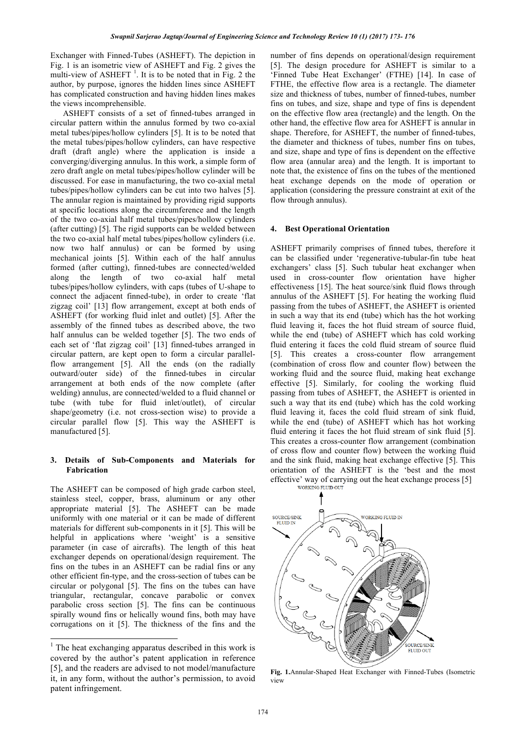Exchanger with Finned-Tubes (ASHEFT). The depiction in Fig. 1 is an isometric view of ASHEFT and Fig. 2 gives the multi-view of ASHEFT [1]. It is to be noted that in Fig. 2 the author, by purpose, ignores the hidden lines since ASHEFT has complicated construction and having hidden lines makes the views incomprehensible.

ASHEFT consists of a set of finned-tubes arranged in circular pattern within the annulus formed by two co-axial metal tubes/pipes/hollow cylinders [5]. It is to be noted that the metal tubes/pipes/hollow cylinders, can have respective draft (draft angle) where the application is inside a converging/diverging annulus. In this work, a simple form of zero draft angle on metal tubes/pipes/hollow cylinder will be discussed. For ease in manufacturing, the two co-axial metal tubes/pipes/hollow cylinders can be cut into two halves [5]. The annular region is maintained by providing rigid supports at specific locations along the circumference and the length of the two co-axial half metal tubes/pipes/hollow cylinders (after cutting) [5]. The rigid supports can be welded between the two co-axial half metal tubes/pipes/hollow cylinders (i.e. now two half annulus) or can be formed by using mechanical joints [5]. Within each of the half annulus formed (after cutting), finned-tubes are connected/welded along the length of two co-axial half metal tubes/pipes/hollow cylinders, with caps (tubes of U-shape to connect the adjacent finned-tube), in order to create 'flat zigzag coil' [13] flow arrangement, except at both ends of ASHEFT (for working fluid inlet and outlet) [5]. After the assembly of the finned tubes as described above, the two half annulus can be welded together [5]. The two ends of each set of 'flat zigzag coil' [13] finned-tubes arranged in circular pattern, are kept open to form a circular parallel-flow arrangement [5]. All the ends (on the radially outward/outer side) of the finned-tubes in circular arrangement at both ends of the now complete (after welding) annulus, are connected/welded to a fluid channel or tube (with tube for fluid inlet/outlet), of circular shape/geometry (i.e. not cross-section wise) to provide a circular parallel flow [5]. This way the ASHEFT is manufactured [5].

## 3. Details of Sub-Components and Materials for Fabrication

The ASHEFT can be composed of high grade carbon steel, stainless steel, copper, brass, aluminum or any other appropriate material [5]. The ASHEFT can be made uniformly with one material or it can be made of different materials for different sub-components in it [5]. This will be helpful in applications where 'weight' is a sensitive parameter (in case of aircrafts). The length of this heat exchanger depends on operational/design requirement. The fins on the tubes in an ASHEFT can be radial fins or any other efficient fin-type, and the cross-section of tubes can be circular or polygonal [5]. The fins on the tubes can have triangular, rectangular, concave parabolic or convex parabolic cross section [5]. The fins can be continuous spirally wound fins or helically wound fins, both may have corrugations on it [5]. The thickness of the fins and the number of fins depends on operational/design requirement [5]. The design procedure for ASHEFT is similar to a 'Finned Tube Heat Exchanger' (FTHE) [14]. In case of FTHE, the effective flow area is a rectangle. The diameter size and thickness of tubes, number of finned-tubes, number fins on tubes, and size, shape and type of fins is dependent on the effective flow area (rectangle) and the length. On the other hand, the effective flow area for ASHEFT is annular in shape. Therefore, for ASHEFT, the number of finned-tubes, the diameter and thickness of tubes, number fins on tubes, and size, shape and type of fins is dependent on the effective flow area (annular area) and the length. It is important to note that, the existence of fins on the tubes of the mentioned heat exchange depends on the mode of operation or application (considering the pressure constraint at exit of the flow through annulus).

## 4. Best Operational Orientation

ASHEFT primarily comprises of finned tubes, therefore it can be classified under 'regenerative-tubular-fin tube heat exchangers' class [5]. Such tubular heat exchanger when used in cross-counter flow orientation have higher effectiveness [15]. The heat source/sink fluid flows through annulus of the ASHEFT [5]. For heating the working fluid passing from the tubes of ASHEFT, the ASHEFT is oriented in such a way that its end (tube) which has the hot working fluid leaving it, faces the hot fluid stream of source fluid, while the end (tube) of ASHEFT which has cold working fluid entering it faces the cold fluid stream of source fluid [5]. This creates a cross-counter flow arrangement (combination of cross flow and counter flow) between the working fluid and the source fluid, making heat exchange effective [5]. Similarly, for cooling the working fluid passing from tubes of ASHEFT, the ASHEFT is oriented in such a way that its end (tube) which has the cold working fluid leaving it, faces the cold fluid stream of sink fluid, while the end (tube) of ASHEFT which has hot working fluid entering it faces the hot fluid stream of sink fluid [5]. This creates a cross-counter flow arrangement (combination of cross flow and counter flow) between the working fluid and the sink fluid, making heat exchange effective [5]. This orientation of the ASHEFT is the 'best and the most effective' way of carrying out the heat exchange process [5]

WORKING FLUID OUT

SOURCE/SINK FLUID IN

WORKING FLUID IN

SOURCE/SINK FLUID OUT

**Fig. 1.** Annular-Shaped Heat Exchanger with Finned-Tubes (Isometric view

[1] The heat exchanging apparatus described in this work is covered by the author's patent application in reference [5], and the readers are advised to not model/manufacture it, in any form, without the author's permission, to avoid patent infringement.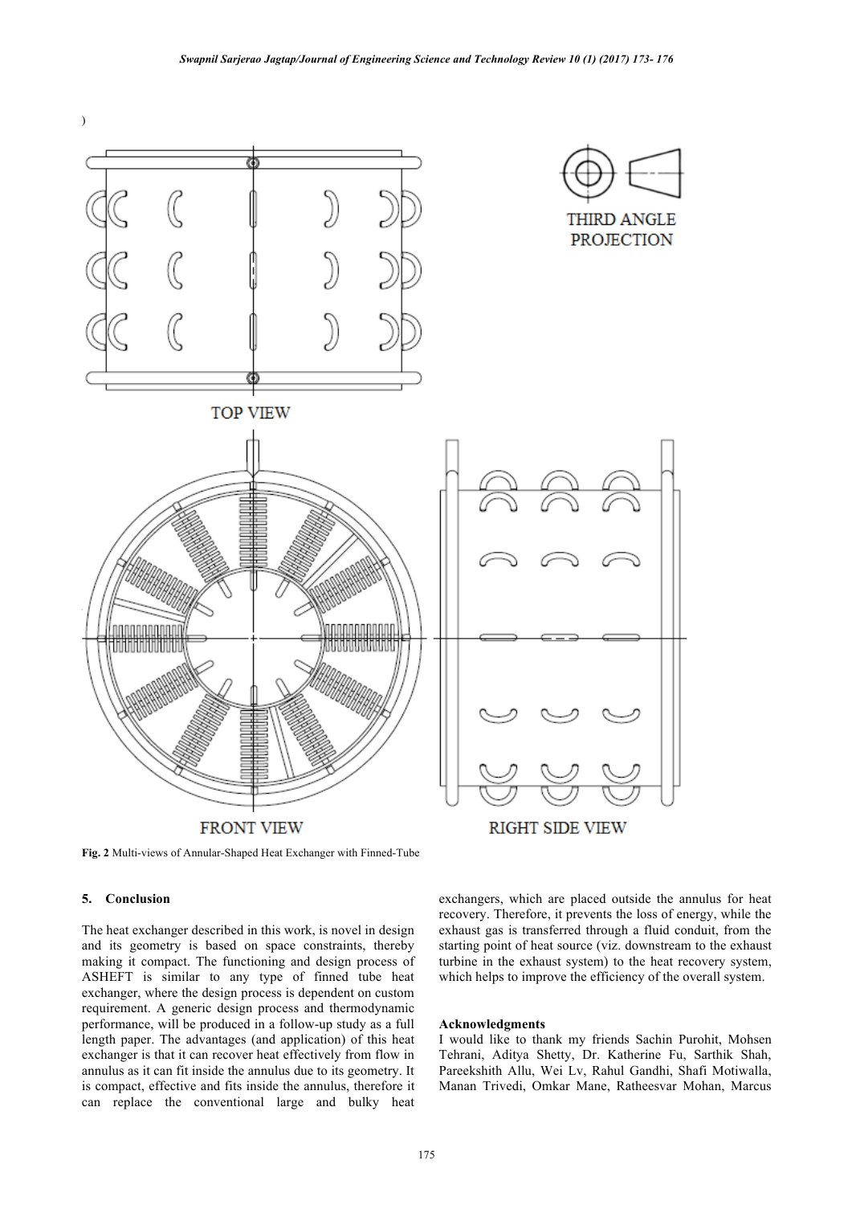)

Fig. 2 Multi-views of Annular-Shaped Heat Exchanger with Finned-Tube

## 5. Conclusion

The heat exchanger described in this work, is novel in design and its geometry is based on space constraints, thereby making it compact. The functioning and design process of ASHEFT is similar to any type of finned tube heat exchanger, where the design process is dependent on custom requirement. A generic design process and thermodynamic performance, will be produced in a follow-up study as a full length paper. The advantages (and application) of this heat exchanger is that it can recover heat effectively from flow in annulus as it can fit inside the annulus due to its geometry. It is compact, effective and fits inside the annulus, therefore it can replace the conventional large and bulky heat exchangers, which are placed outside the annulus for heat recovery. Therefore, it prevents the loss of energy, while the exhaust gas is transferred through a fluid conduit, from the starting point of heat source (viz. downstream to the exhaust turbine in the exhaust system) to the heat recovery system, which helps to improve the efficiency of the overall system.

### Acknowledgments

I would like to thank my friends Sachin Purohit, Mohsen Tehrani, Aditya Shetty, Dr. Katherine Fu, Sarthik Shah, Pareekshith Allu, Wei Lv, Rahul Gandhi, Shafi Motiwalla, Manan Trivedi, Omkar Mane, Ratheesvar Mohan, Marcus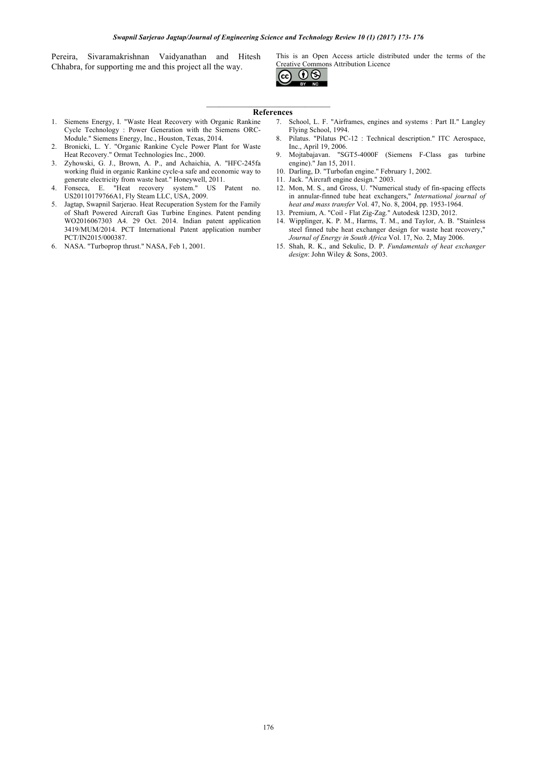Pereira, Sivaramakrishnan Vaidyanathan and Hitesh Chhabra, for supporting me and this project all the way.

This is an Open Access article distributed under the terms of the Creative Commons Attribution Licence

______________________________

## References

1. Siemens Energy, I. "Waste Heat Recovery with Organic Rankine Cycle Technology : Power Generation with the Siemens ORC-Module." Siemens Energy, Inc., Houston, Texas, 2014.
2. Bronicki, L. Y. "Organic Rankine Cycle Power Plant for Waste Heat Recovery." Ormat Technologies Inc., 2000.
3. Zyhowski, G. J., Brown, A. P., and Achaichia, A. "HFC-245fa working fluid in organic Rankine cycle-a safe and economic way to generate electricity from waste heat." Honeywell, 2011.
4. Fonseca, E. "Heat recovery system." US Patent no. US20110179766A1, Fly Steam LLC, USA, 2009.
5. Jagtap, Swapnil Sarjerao. Heat Recuperation System for the Family of Shaft Powered Aircraft Gas Turbine Engines. Patent pending WO2016067303 A4. 29 Oct. 2014. Indian patent application 3419/MUM/2014. PCT International Patent application number PCT/IN2015/000387.
6. NASA. "Turboprop thrust." NASA, Feb 1, 2001.
7. School, L. F. "Airframes, engines and systems : Part II." Langley Flying School, 1994.
8. Pilatus. "Pilatus PC-12 : Technical description." ITC Aerospace, Inc., April 19, 2006.
9. Mojtabajavan. "SGT5-4000F (Siemens F-Class gas turbine engine)." Jan 15, 2011.
10. Darling, D. "Turbofan engine." February 1, 2002.
11. Jack. "Aircraft engine design." 2003.
12. Mon, M. S., and Gross, U. "Numerical study of fin-spacing effects in annular-finned tube heat exchangers," *International journal of heat and mass transfer* Vol. 47, No. 8, 2004, pp. 1953-1964.
13. Premium, A. "Coil - Flat Zig-Zag." Autodesk 123D, 2012.
14. Wipplinger, K. P. M., Harms, T. M., and Taylor, A. B. "Stainless steel finned tube heat exchanger design for waste heat recovery," *Journal of Energy in South Africa* Vol. 17, No. 2, May 2006.
15. Shah, R. K., and Sekulic, D. P. *Fundamentals of heat exchanger design*: John Wiley & Sons, 2003.